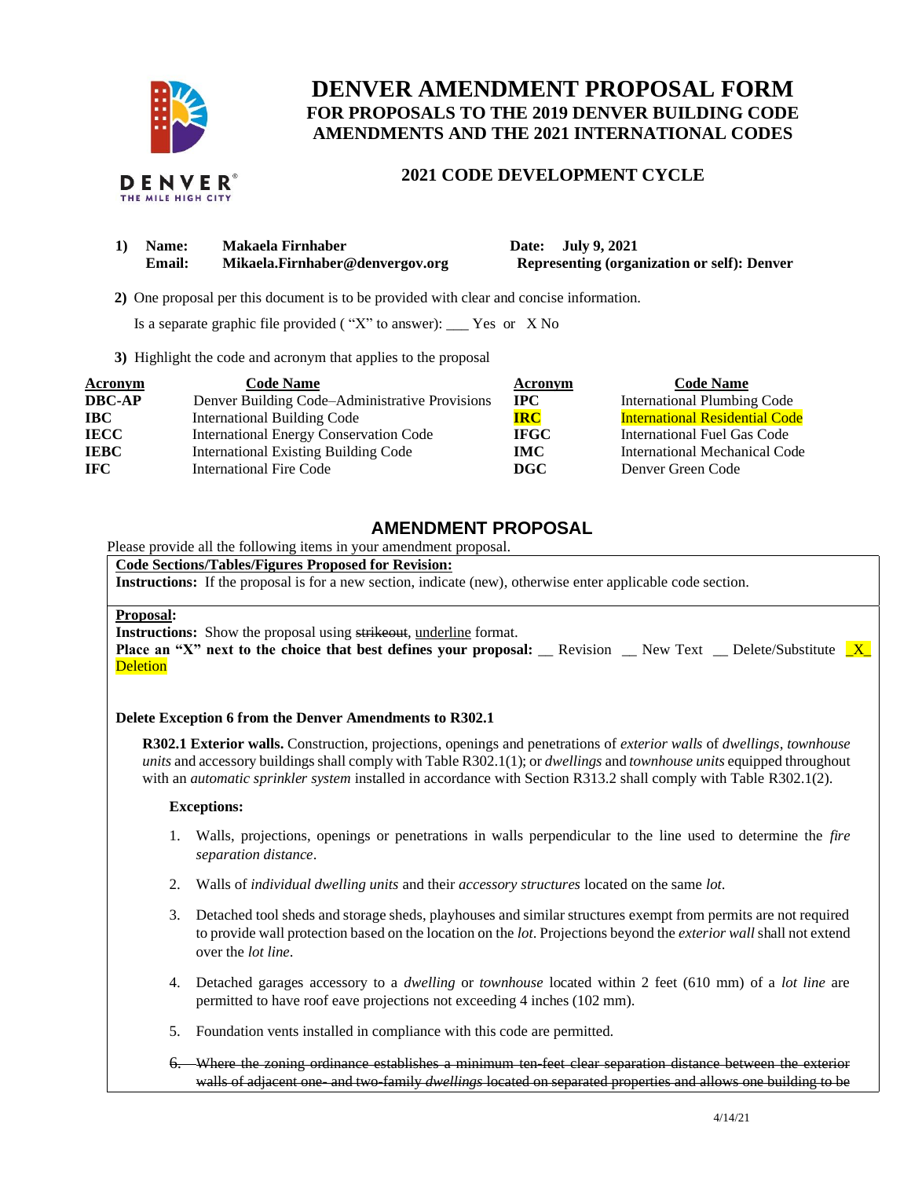# DENVER AMENDMENT PROPOSAL FORM

## FOR PROPOSALS TO THE 2019 DENVER BUILDING CODE AMENDMENTS AND THE 2021 INTERNATIONAL CODES

### 2021 CODE DEVELOPMENT CYCLE

**1) Name:** **Makaela Firnhaber** **Date: July 9, 2021**
**Email:** **Mikaela.Firnhaber@denvergov.org** **Representing (organization or self): Denver**

**2)** One proposal per this document is to be provided with clear and concise information.

Is a separate graphic file provided ( "X" to answer): ___ Yes or X No

**3)** Highlight the code and acronym that applies to the proposal

| Acronym | Code Name | Acronym | Code Name |
|---|---|---|---|
| **DBC-AP** | Denver Building Code–Administrative Provisions | **IPC** | International Plumbing Code |
| **IBC** | International Building Code | **IRC** | International Residential Code |
| **IECC** | International Energy Conservation Code | **IFGC** | International Fuel Gas Code |
| **IEBC** | International Existing Building Code | **IMC** | International Mechanical Code |
| **IFC** | International Fire Code | **DGC** | Denver Green Code |

## AMENDMENT PROPOSAL

Please provide all the following items in your amendment proposal.

**Code Sections/Tables/Figures Proposed for Revision:**
**Instructions:** If the proposal is for a new section, indicate (new), otherwise enter applicable code section.

**Proposal:**
**Instructions:** Show the proposal using ~~strikeout~~, underline format.
**Place an "X" next to the choice that best defines your proposal:** __ Revision __ New Text __ Delete/Substitute _X_ Deletion

**Delete Exception 6 from the Denver Amendments to R302.1**

**R302.1 Exterior walls.** Construction, projections, openings and penetrations of *exterior walls* of *dwellings*, *townhouse units* and accessory buildings shall comply with Table R302.1(1); or *dwellings* and *townhouse units* equipped throughout with an *automatic sprinkler system* installed in accordance with Section R313.2 shall comply with Table R302.1(2).

**Exceptions:**

1. Walls, projections, openings or penetrations in walls perpendicular to the line used to determine the *fire separation distance*.
2. Walls of *individual dwelling units* and their *accessory structures* located on the same *lot*.
3. Detached tool sheds and storage sheds, playhouses and similar structures exempt from permits are not required to provide wall protection based on the location on the *lot*. Projections beyond the *exterior wall* shall not extend over the *lot line*.
4. Detached garages accessory to a *dwelling* or *townhouse* located within 2 feet (610 mm) of a *lot line* are permitted to have roof eave projections not exceeding 4 inches (102 mm).
5. Foundation vents installed in compliance with this code are permitted.
6. ~~Where the zoning ordinance establishes a minimum ten-feet clear separation distance between the exterior walls of adjacent one- and two-family *dwellings* located on separated properties and allows one building to be~~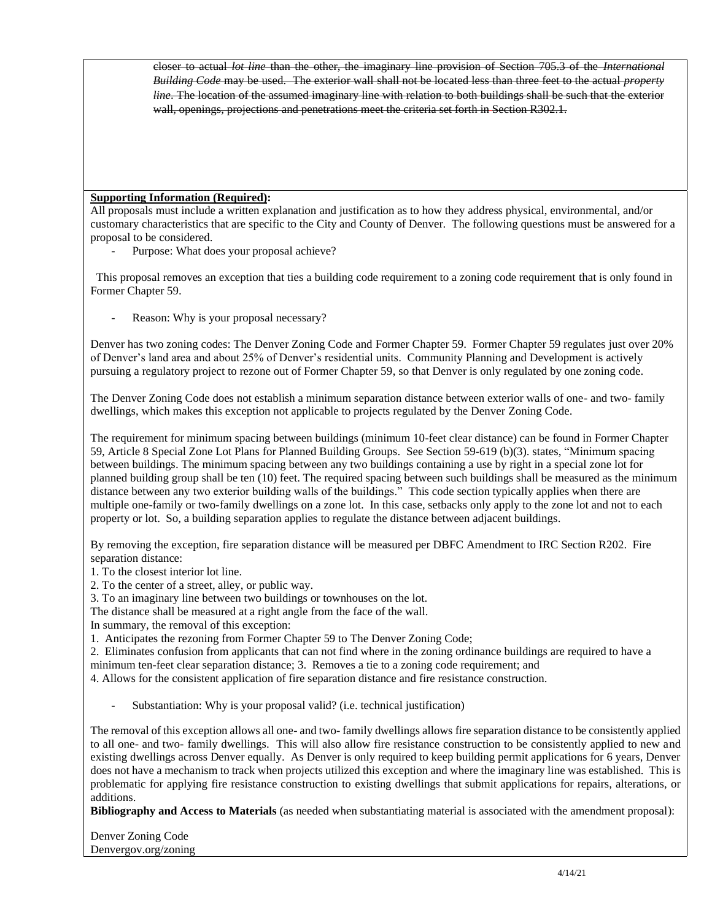~~closer to actual *lot line* than the other, the imaginary line provision of Section 705.3 of the *International Building Code* may be used. The exterior wall shall not be located less than three feet to the actual *property line*. The location of the assumed imaginary line with relation to both buildings shall be such that the exterior wall, openings, projections and penetrations meet the criteria set forth in Section R302.1.~~

**Supporting Information (Required):**

All proposals must include a written explanation and justification as to how they address physical, environmental, and/or customary characteristics that are specific to the City and County of Denver. The following questions must be answered for a proposal to be considered.

- Purpose: What does your proposal achieve?

This proposal removes an exception that ties a building code requirement to a zoning code requirement that is only found in Former Chapter 59.

- Reason: Why is your proposal necessary?

Denver has two zoning codes: The Denver Zoning Code and Former Chapter 59. Former Chapter 59 regulates just over 20% of Denver's land area and about 25% of Denver's residential units. Community Planning and Development is actively pursuing a regulatory project to rezone out of Former Chapter 59, so that Denver is only regulated by one zoning code.

The Denver Zoning Code does not establish a minimum separation distance between exterior walls of one- and two- family dwellings, which makes this exception not applicable to projects regulated by the Denver Zoning Code.

The requirement for minimum spacing between buildings (minimum 10-feet clear distance) can be found in Former Chapter 59, Article 8 Special Zone Lot Plans for Planned Building Groups. See Section 59-619 (b)(3). states, "Minimum spacing between buildings. The minimum spacing between any two buildings containing a use by right in a special zone lot for planned building group shall be ten (10) feet. The required spacing between such buildings shall be measured as the minimum distance between any two exterior building walls of the buildings." This code section typically applies when there are multiple one-family or two-family dwellings on a zone lot. In this case, setbacks only apply to the zone lot and not to each property or lot. So, a building separation applies to regulate the distance between adjacent buildings.

By removing the exception, fire separation distance will be measured per DBFC Amendment to IRC Section R202. Fire separation distance:

1. To the closest interior lot line.
2. To the center of a street, alley, or public way.
3. To an imaginary line between two buildings or townhouses on the lot.

The distance shall be measured at a right angle from the face of the wall.

In summary, the removal of this exception:

1. Anticipates the rezoning from Former Chapter 59 to The Denver Zoning Code;
2. Eliminates confusion from applicants that can not find where in the zoning ordinance buildings are required to have a minimum ten-feet clear separation distance; 3. Removes a tie to a zoning code requirement; and
4. Allows for the consistent application of fire separation distance and fire resistance construction.

- Substantiation: Why is your proposal valid? (i.e. technical justification)

The removal of this exception allows all one- and two- family dwellings allows fire separation distance to be consistently applied to all one- and two- family dwellings. This will also allow fire resistance construction to be consistently applied to new and existing dwellings across Denver equally. As Denver is only required to keep building permit applications for 6 years, Denver does not have a mechanism to track when projects utilized this exception and where the imaginary line was established. This is problematic for applying fire resistance construction to existing dwellings that submit applications for repairs, alterations, or additions.

**Bibliography and Access to Materials** (as needed when substantiating material is associated with the amendment proposal):

Denver Zoning Code
Denvergov.org/zoning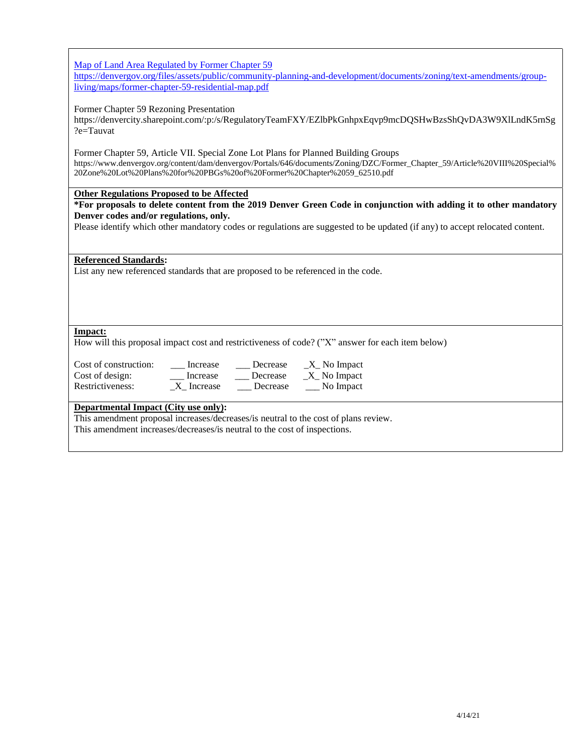[Map of Land Area Regulated by Former Chapter 59](https://denvergov.org/files/assets/public/community-planning-and-development/documents/zoning/text-amendments/group-living/maps/former-chapter-59-residential-map.pdf)
https://denvergov.org/files/assets/public/community-planning-and-development/documents/zoning/text-amendments/group-living/maps/former-chapter-59-residential-map.pdf

Former Chapter 59 Rezoning Presentation
https://denvercity.sharepoint.com/:p:/s/RegulatoryTeamFXY/EZlbPkGnhpxEqvp9mcDQSHwBzsShQvDA3W9XlLndK5rnSg?e=Tauvat

Former Chapter 59, Article VII. Special Zone Lot Plans for Planned Building Groups
https://www.denvergov.org/content/dam/denvergov/Portals/646/documents/Zoning/DZC/Former_Chapter_59/Article%20VIII%20Special%20Zone%20Lot%20Plans%20for%20PBGs%20of%20Former%20Chapter%2059_62510.pdf

**Other Regulations Proposed to be Affected**

***For proposals to delete content from the 2019 Denver Green Code in conjunction with adding it to other mandatory Denver codes and/or regulations, only.**

Please identify which other mandatory codes or regulations are suggested to be updated (if any) to accept relocated content.

**Referenced Standards:**

List any new referenced standards that are proposed to be referenced in the code.

**Impact:**

How will this proposal impact cost and restrictiveness of code? ("X" answer for each item below)

| | | | |
|---|---|---|---|
| Cost of construction: | ___ Increase | ___ Decrease | _X_ No Impact |
| Cost of design: | ___ Increase | ___ Decrease | _X_ No Impact |
| Restrictiveness: | _X_ Increase | ___ Decrease | ___ No Impact |

**Departmental Impact (City use only):**

This amendment proposal increases/decreases/is neutral to the cost of plans review.
This amendment increases/decreases/is neutral to the cost of inspections.

4/14/21